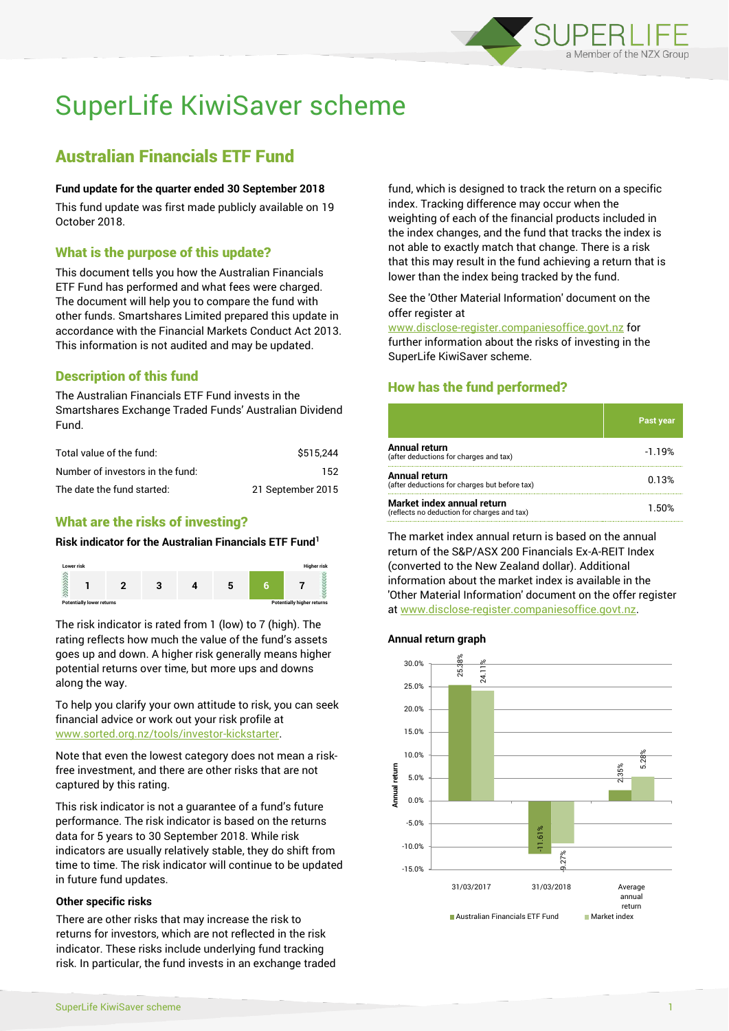# SuperLife KiwiSaver scheme

## Australian Financials ETF Fund

**Fund update for the quarter ended 30 September 2018**

This fund update was first made publicly available on 19 October 2018.

### What is the purpose of this update?

This document tells you how the Australian Financials ETF Fund has performed and what fees were charged. The document will help you to compare the fund with other funds. Smartshares Limited prepared this update in accordance with the Financial Markets Conduct Act 2013. This information is not audited and may be updated.

### Description of this fund

The Australian Financials ETF Fund invests in the Smartshares Exchange Traded Funds' Australian Dividend Fund.

| | |
|---|---|
| Total value of the fund: | $515,244 |
| Number of investors in the fund: | 152 |
| The date the fund started: | 21 September 2015 |

### What are the risks of investing?

**Risk indicator for the Australian Financials ETF Fund[1]**

| Lower risk | | | | | | Higher risk |
|---|---|---|---|---|---|---|
| 1 | 2 | 3 | 4 | 5 | **6** | 7 |
| Potentially lower returns | | | | | | Potentially higher returns |

The risk indicator is rated from 1 (low) to 7 (high). The rating reflects how much the value of the fund's assets goes up and down. A higher risk generally means higher potential returns over time, but more ups and downs along the way.

To help you clarify your own attitude to risk, you can seek financial advice or work out your risk profile at www.sorted.org.nz/tools/investor-kickstarter.

Note that even the lowest category does not mean a risk-free investment, and there are other risks that are not captured by this rating.

This risk indicator is not a guarantee of a fund's future performance. The risk indicator is based on the returns data for 5 years to 30 September 2018. While risk indicators are usually relatively stable, they do shift from time to time. The risk indicator will continue to be updated in future fund updates.

**Other specific risks**

There are other risks that may increase the risk to returns for investors, which are not reflected in the risk indicator. These include underlying fund tracking risk. In particular, the fund invests in an exchange traded fund, which is designed to track the return on a specific index. Tracking difference may occur when the weighting of each of the financial products included in the index changes, and the fund that tracks the index is not able to exactly match that change. There is a risk that this may result in the fund achieving a return that is lower than the index being tracked by the fund.

See the 'Other Material Information' document on the offer register at www.disclose-register.companiesoffice.govt.nz for further information about the risks of investing in the SuperLife KiwiSaver scheme.

### How has the fund performed?

| | Past year |
|---|---|
| **Annual return** (after deductions for charges and tax) | -1.19% |
| **Annual return** (after deductions for charges but before tax) | 0.13% |
| **Market index annual return** (reflects no deduction for charges and tax) | 1.50% |

The market index annual return is based on the annual return of the S&P/ASX 200 Financials Ex-A-REIT Index (converted to the New Zealand dollar). Additional information about the market index is available in the 'Other Material Information' document on the offer register at www.disclose-register.companiesoffice.govt.nz.

**Annual return graph**

| | Australian Financials ETF Fund | Market index |
|---|---|---|
| 31/03/2017 | 25.38% | 24.11% |
| 31/03/2018 | -11.61% | -9.27% |
| Average annual return | 2.35% | 5.28% |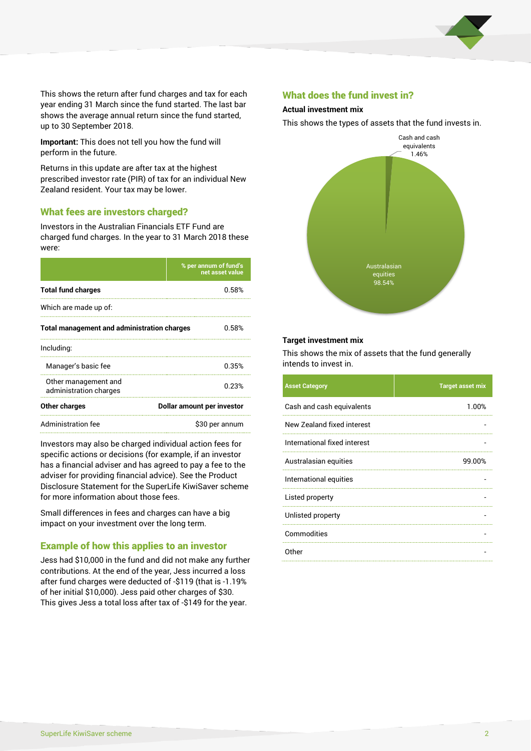This shows the return after fund charges and tax for each year ending 31 March since the fund started. The last bar shows the average annual return since the fund started, up to 30 September 2018.

**Important:** This does not tell you how the fund will perform in the future.

Returns in this update are after tax at the highest prescribed investor rate (PIR) of tax for an individual New Zealand resident. Your tax may be lower.

## What fees are investors charged?

Investors in the Australian Financials ETF Fund are charged fund charges. In the year to 31 March 2018 these were:

| | % per annum of fund's net asset value |
|---|---|
| **Total fund charges** | 0.58% |
| Which are made up of: | |
| **Total management and administration charges** | 0.58% |
| Including: | |
| Manager's basic fee | 0.35% |
| Other management and administration charges | 0.23% |
| **Other charges** | **Dollar amount per investor** |
| Administration fee | $30 per annum |

Investors may also be charged individual action fees for specific actions or decisions (for example, if an investor has a financial adviser and has agreed to pay a fee to the adviser for providing financial advice). See the Product Disclosure Statement for the SuperLife KiwiSaver scheme for more information about those fees.

Small differences in fees and charges can have a big impact on your investment over the long term.

## Example of how this applies to an investor

Jess had $10,000 in the fund and did not make any further contributions. At the end of the year, Jess incurred a loss after fund charges were deducted of -$119 (that is -1.19% of her initial $10,000). Jess paid other charges of $30. This gives Jess a total loss after tax of -$149 for the year.

## What does the fund invest in?

### Actual investment mix

This shows the types of assets that the fund invests in.

- Cash and cash equivalents 1.46%
- Australasian equities 98.54%

### Target investment mix

This shows the mix of assets that the fund generally intends to invest in.

| Asset Category | Target asset mix |
|---|---|
| Cash and cash equivalents | 1.00% |
| New Zealand fixed interest | - |
| International fixed interest | - |
| Australasian equities | 99.00% |
| International equities | - |
| Listed property | - |
| Unlisted property | - |
| Commodities | - |
| Other | - |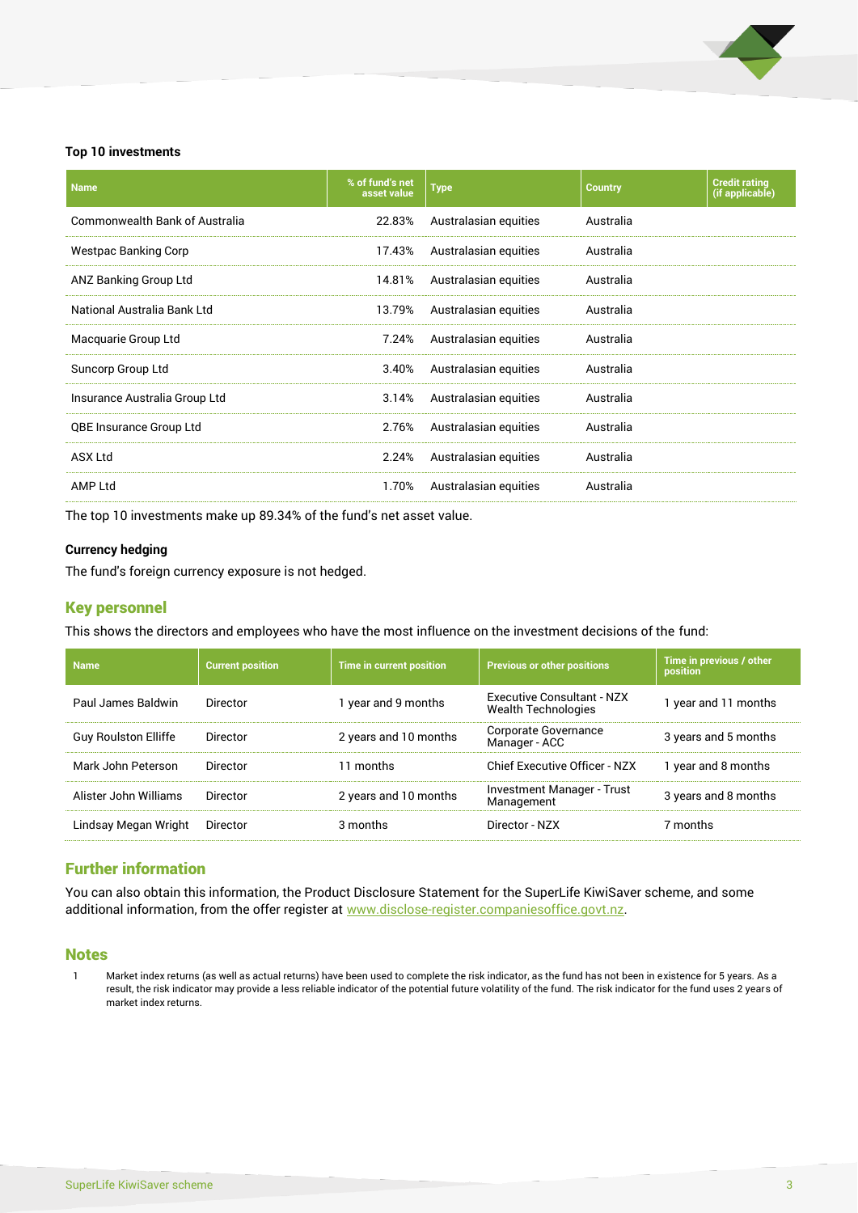### Top 10 investments

| Name | % of fund's net asset value | Type | Country | Credit rating (if applicable) |
|---|---|---|---|---|
| Commonwealth Bank of Australia | 22.83% | Australasian equities | Australia | |
| Westpac Banking Corp | 17.43% | Australasian equities | Australia | |
| ANZ Banking Group Ltd | 14.81% | Australasian equities | Australia | |
| National Australia Bank Ltd | 13.79% | Australasian equities | Australia | |
| Macquarie Group Ltd | 7.24% | Australasian equities | Australia | |
| Suncorp Group Ltd | 3.40% | Australasian equities | Australia | |
| Insurance Australia Group Ltd | 3.14% | Australasian equities | Australia | |
| QBE Insurance Group Ltd | 2.76% | Australasian equities | Australia | |
| ASX Ltd | 2.24% | Australasian equities | Australia | |
| AMP Ltd | 1.70% | Australasian equities | Australia | |

The top 10 investments make up 89.34% of the fund's net asset value.

### Currency hedging

The fund's foreign currency exposure is not hedged.

## Key personnel

This shows the directors and employees who have the most influence on the investment decisions of the fund:

| Name | Current position | Time in current position | Previous or other positions | Time in previous / other position |
|---|---|---|---|---|
| Paul James Baldwin | Director | 1 year and 9 months | Executive Consultant - NZX Wealth Technologies | 1 year and 11 months |
| Guy Roulston Elliffe | Director | 2 years and 10 months | Corporate Governance Manager - ACC | 3 years and 5 months |
| Mark John Peterson | Director | 11 months | Chief Executive Officer - NZX | 1 year and 8 months |
| Alister John Williams | Director | 2 years and 10 months | Investment Manager - Trust Management | 3 years and 8 months |
| Lindsay Megan Wright | Director | 3 months | Director - NZX | 7 months |

## Further information

You can also obtain this information, the Product Disclosure Statement for the SuperLife KiwiSaver scheme, and some additional information, from the offer register at www.disclose-register.companiesoffice.govt.nz.

## Notes

1 Market index returns (as well as actual returns) have been used to complete the risk indicator, as the fund has not been in existence for 5 years. As a result, the risk indicator may provide a less reliable indicator of the potential future volatility of the fund. The risk indicator for the fund uses 2 years of market index returns.